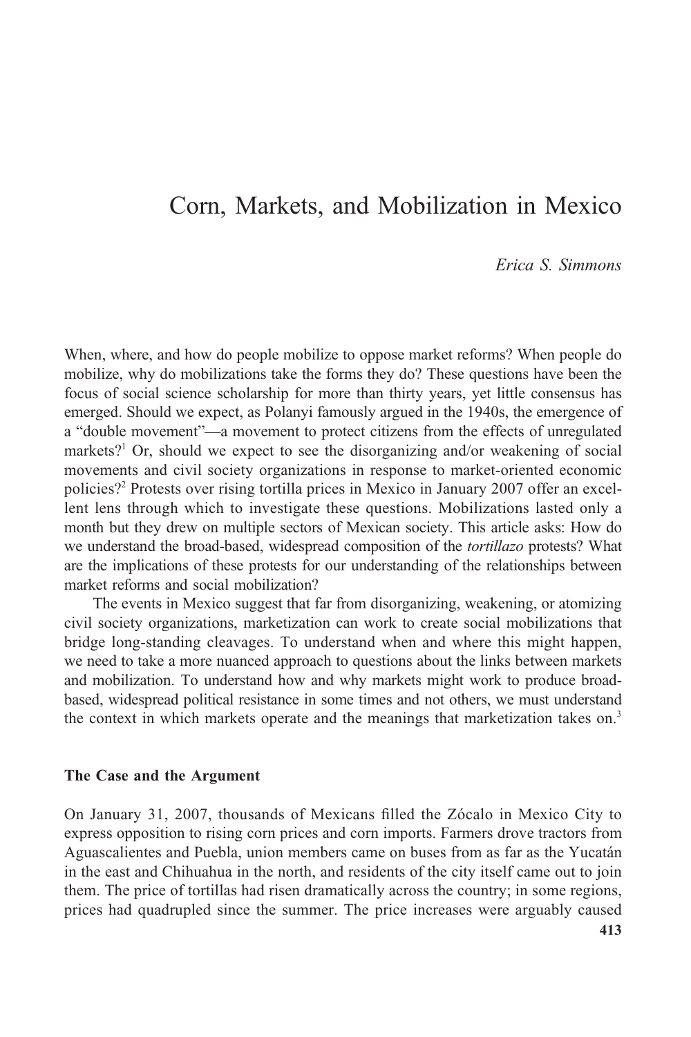# Corn, Markets, and Mobilization in Mexico

*Erica S. Simmons*

When, where, and how do people mobilize to oppose market reforms? When people do mobilize, why do mobilizations take the forms they do? These questions have been the focus of social science scholarship for more than thirty years, yet little consensus has emerged. Should we expect, as Polanyi famously argued in the 1940s, the emergence of a "double movement"—a movement to protect citizens from the effects of unregulated markets?[1] Or, should we expect to see the disorganizing and/or weakening of social movements and civil society organizations in response to market-oriented economic policies?[2] Protests over rising tortilla prices in Mexico in January 2007 offer an excellent lens through which to investigate these questions. Mobilizations lasted only a month but they drew on multiple sectors of Mexican society. This article asks: How do we understand the broad-based, widespread composition of the *tortillazo* protests? What are the implications of these protests for our understanding of the relationships between market reforms and social mobilization?

The events in Mexico suggest that far from disorganizing, weakening, or atomizing civil society organizations, marketization can work to create social mobilizations that bridge long-standing cleavages. To understand when and where this might happen, we need to take a more nuanced approach to questions about the links between markets and mobilization. To understand how and why markets might work to produce broad-based, widespread political resistance in some times and not others, we must understand the context in which markets operate and the meanings that marketization takes on.[3]

### The Case and the Argument

On January 31, 2007, thousands of Mexicans filled the Zócalo in Mexico City to express opposition to rising corn prices and corn imports. Farmers drove tractors from Aguascalientes and Puebla, union members came on buses from as far as the Yucatán in the east and Chihuahua in the north, and residents of the city itself came out to join them. The price of tortillas had risen dramatically across the country; in some regions, prices had quadrupled since the summer. The price increases were arguably caused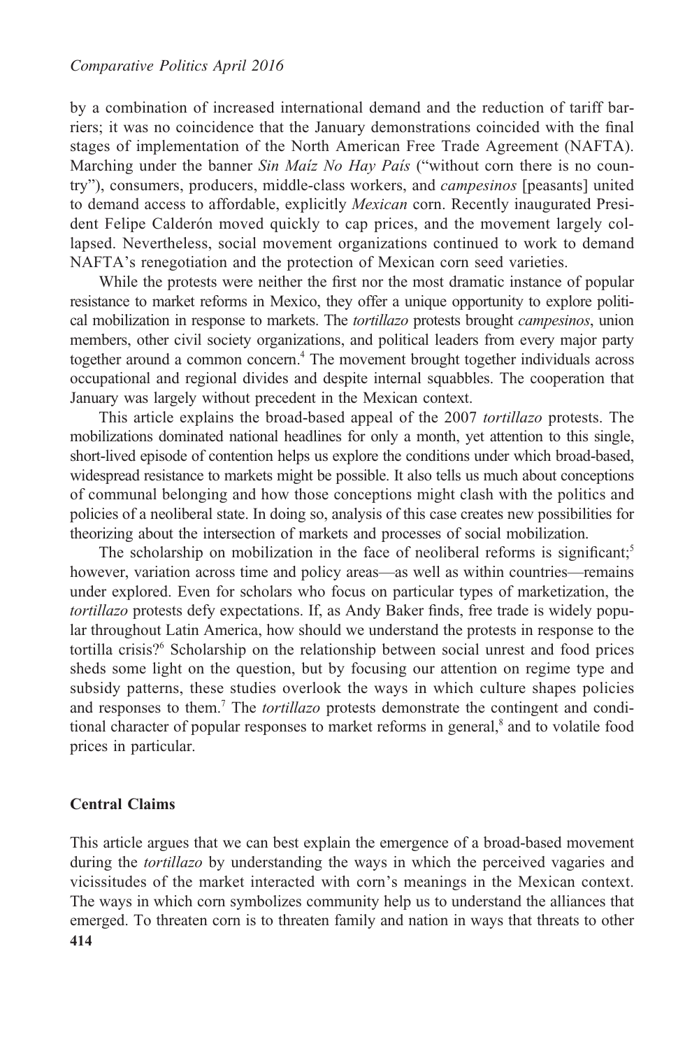by a combination of increased international demand and the reduction of tariff barriers; it was no coincidence that the January demonstrations coincided with the final stages of implementation of the North American Free Trade Agreement (NAFTA). Marching under the banner *Sin Maíz No Hay País* ("without corn there is no country"), consumers, producers, middle-class workers, and *campesinos* [peasants] united to demand access to affordable, explicitly *Mexican* corn. Recently inaugurated President Felipe Calderón moved quickly to cap prices, and the movement largely collapsed. Nevertheless, social movement organizations continued to work to demand NAFTA's renegotiation and the protection of Mexican corn seed varieties.

While the protests were neither the first nor the most dramatic instance of popular resistance to market reforms in Mexico, they offer a unique opportunity to explore political mobilization in response to markets. The *tortillazo* protests brought *campesinos*, union members, other civil society organizations, and political leaders from every major party together around a common concern.[4] The movement brought together individuals across occupational and regional divides and despite internal squabbles. The cooperation that January was largely without precedent in the Mexican context.

This article explains the broad-based appeal of the 2007 *tortillazo* protests. The mobilizations dominated national headlines for only a month, yet attention to this single, short-lived episode of contention helps us explore the conditions under which broad-based, widespread resistance to markets might be possible. It also tells us much about conceptions of communal belonging and how those conceptions might clash with the politics and policies of a neoliberal state. In doing so, analysis of this case creates new possibilities for theorizing about the intersection of markets and processes of social mobilization.

The scholarship on mobilization in the face of neoliberal reforms is significant;[5] however, variation across time and policy areas—as well as within countries—remains under explored. Even for scholars who focus on particular types of marketization, the *tortillazo* protests defy expectations. If, as Andy Baker finds, free trade is widely popular throughout Latin America, how should we understand the protests in response to the tortilla crisis?[6] Scholarship on the relationship between social unrest and food prices sheds some light on the question, but by focusing our attention on regime type and subsidy patterns, these studies overlook the ways in which culture shapes policies and responses to them.[7] The *tortillazo* protests demonstrate the contingent and conditional character of popular responses to market reforms in general,[8] and to volatile food prices in particular.

## Central Claims

This article argues that we can best explain the emergence of a broad-based movement during the *tortillazo* by understanding the ways in which the perceived vagaries and vicissitudes of the market interacted with corn's meanings in the Mexican context. The ways in which corn symbolizes community help us to understand the alliances that emerged. To threaten corn is to threaten family and nation in ways that threats to other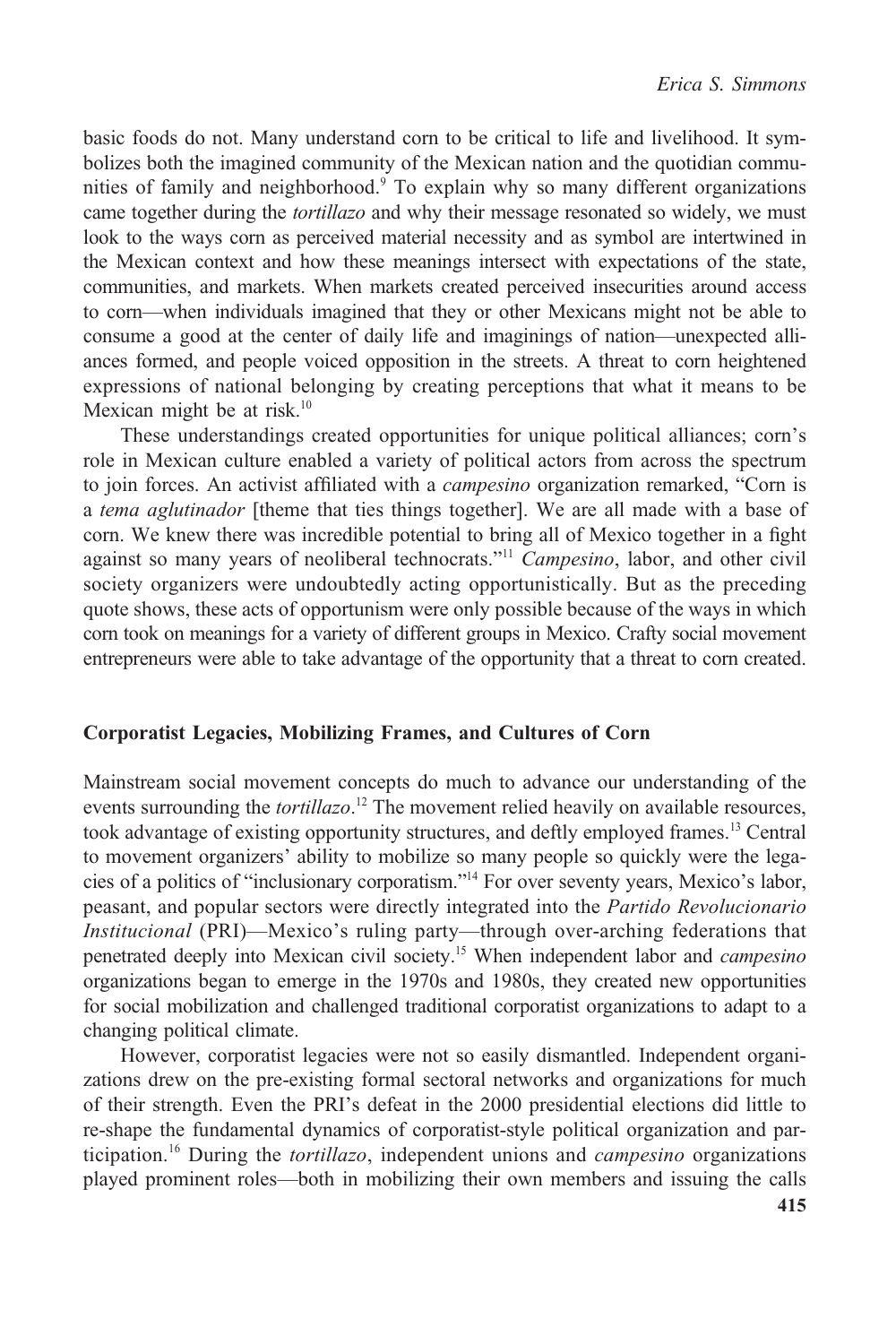basic foods do not. Many understand corn to be critical to life and livelihood. It symbolizes both the imagined community of the Mexican nation and the quotidian communities of family and neighborhood.[9] To explain why so many different organizations came together during the *tortillazo* and why their message resonated so widely, we must look to the ways corn as perceived material necessity and as symbol are intertwined in the Mexican context and how these meanings intersect with expectations of the state, communities, and markets. When markets created perceived insecurities around access to corn—when individuals imagined that they or other Mexicans might not be able to consume a good at the center of daily life and imaginings of nation—unexpected alliances formed, and people voiced opposition in the streets. A threat to corn heightened expressions of national belonging by creating perceptions that what it means to be Mexican might be at risk.[10]

These understandings created opportunities for unique political alliances; corn's role in Mexican culture enabled a variety of political actors from across the spectrum to join forces. An activist affiliated with a *campesino* organization remarked, "Corn is a *tema aglutinador* [theme that ties things together]. We are all made with a base of corn. We knew there was incredible potential to bring all of Mexico together in a fight against so many years of neoliberal technocrats."[11] *Campesino*, labor, and other civil society organizers were undoubtedly acting opportunistically. But as the preceding quote shows, these acts of opportunism were only possible because of the ways in which corn took on meanings for a variety of different groups in Mexico. Crafty social movement entrepreneurs were able to take advantage of the opportunity that a threat to corn created.

## Corporatist Legacies, Mobilizing Frames, and Cultures of Corn

Mainstream social movement concepts do much to advance our understanding of the events surrounding the *tortillazo*.[12] The movement relied heavily on available resources, took advantage of existing opportunity structures, and deftly employed frames.[13] Central to movement organizers' ability to mobilize so many people so quickly were the legacies of a politics of "inclusionary corporatism."[14] For over seventy years, Mexico's labor, peasant, and popular sectors were directly integrated into the *Partido Revolucionario Institucional* (PRI)—Mexico's ruling party—through over-arching federations that penetrated deeply into Mexican civil society.[15] When independent labor and *campesino* organizations began to emerge in the 1970s and 1980s, they created new opportunities for social mobilization and challenged traditional corporatist organizations to adapt to a changing political climate.

However, corporatist legacies were not so easily dismantled. Independent organizations drew on the pre-existing formal sectoral networks and organizations for much of their strength. Even the PRI's defeat in the 2000 presidential elections did little to re-shape the fundamental dynamics of corporatist-style political organization and participation.[16] During the *tortillazo*, independent unions and *campesino* organizations played prominent roles—both in mobilizing their own members and issuing the calls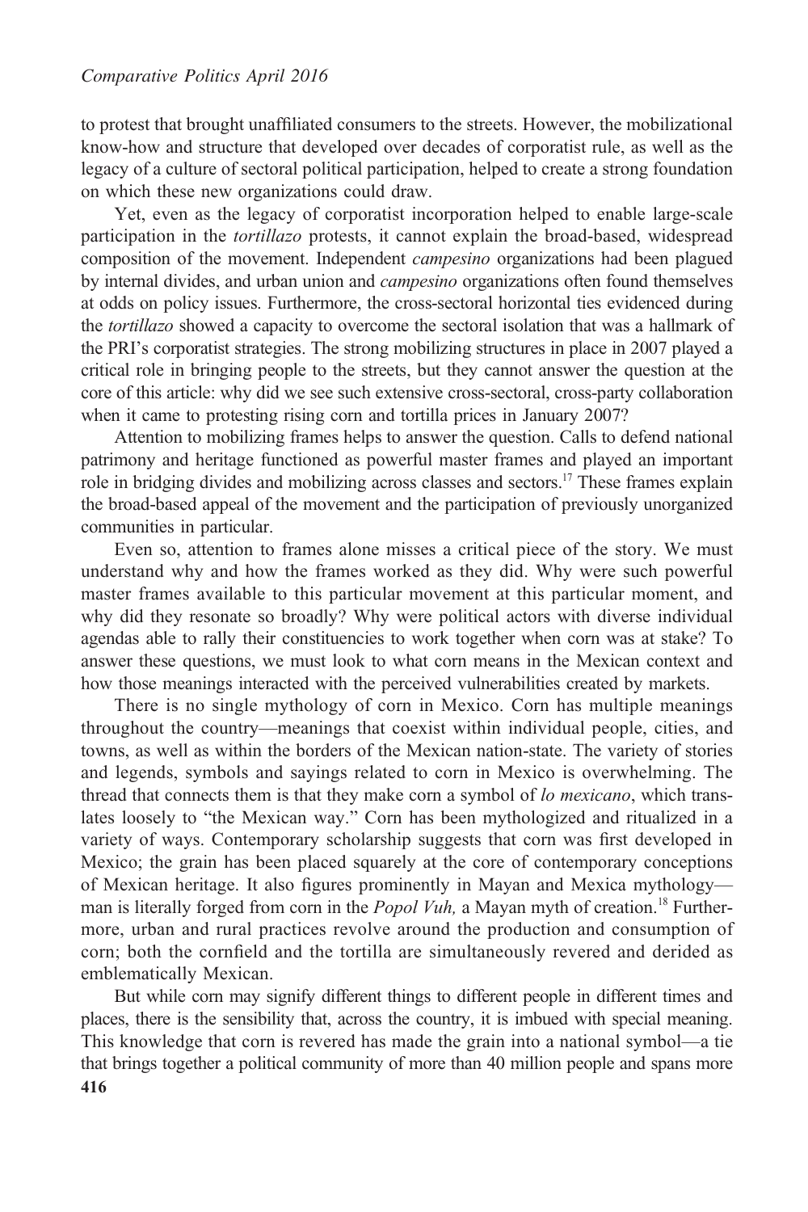to protest that brought unaffiliated consumers to the streets. However, the mobilizational know-how and structure that developed over decades of corporatist rule, as well as the legacy of a culture of sectoral political participation, helped to create a strong foundation on which these new organizations could draw.

Yet, even as the legacy of corporatist incorporation helped to enable large-scale participation in the *tortillazo* protests, it cannot explain the broad-based, widespread composition of the movement. Independent *campesino* organizations had been plagued by internal divides, and urban union and *campesino* organizations often found themselves at odds on policy issues. Furthermore, the cross-sectoral horizontal ties evidenced during the *tortillazo* showed a capacity to overcome the sectoral isolation that was a hallmark of the PRI's corporatist strategies. The strong mobilizing structures in place in 2007 played a critical role in bringing people to the streets, but they cannot answer the question at the core of this article: why did we see such extensive cross-sectoral, cross-party collaboration when it came to protesting rising corn and tortilla prices in January 2007?

Attention to mobilizing frames helps to answer the question. Calls to defend national patrimony and heritage functioned as powerful master frames and played an important role in bridging divides and mobilizing across classes and sectors.[17] These frames explain the broad-based appeal of the movement and the participation of previously unorganized communities in particular.

Even so, attention to frames alone misses a critical piece of the story. We must understand why and how the frames worked as they did. Why were such powerful master frames available to this particular movement at this particular moment, and why did they resonate so broadly? Why were political actors with diverse individual agendas able to rally their constituencies to work together when corn was at stake? To answer these questions, we must look to what corn means in the Mexican context and how those meanings interacted with the perceived vulnerabilities created by markets.

There is no single mythology of corn in Mexico. Corn has multiple meanings throughout the country—meanings that coexist within individual people, cities, and towns, as well as within the borders of the Mexican nation-state. The variety of stories and legends, symbols and sayings related to corn in Mexico is overwhelming. The thread that connects them is that they make corn a symbol of *lo mexicano*, which translates loosely to "the Mexican way." Corn has been mythologized and ritualized in a variety of ways. Contemporary scholarship suggests that corn was first developed in Mexico; the grain has been placed squarely at the core of contemporary conceptions of Mexican heritage. It also figures prominently in Mayan and Mexica mythology—man is literally forged from corn in the *Popol Vuh,* a Mayan myth of creation.[18] Furthermore, urban and rural practices revolve around the production and consumption of corn; both the cornfield and the tortilla are simultaneously revered and derided as emblematically Mexican.

But while corn may signify different things to different people in different times and places, there is the sensibility that, across the country, it is imbued with special meaning. This knowledge that corn is revered has made the grain into a national symbol—a tie that brings together a political community of more than 40 million people and spans more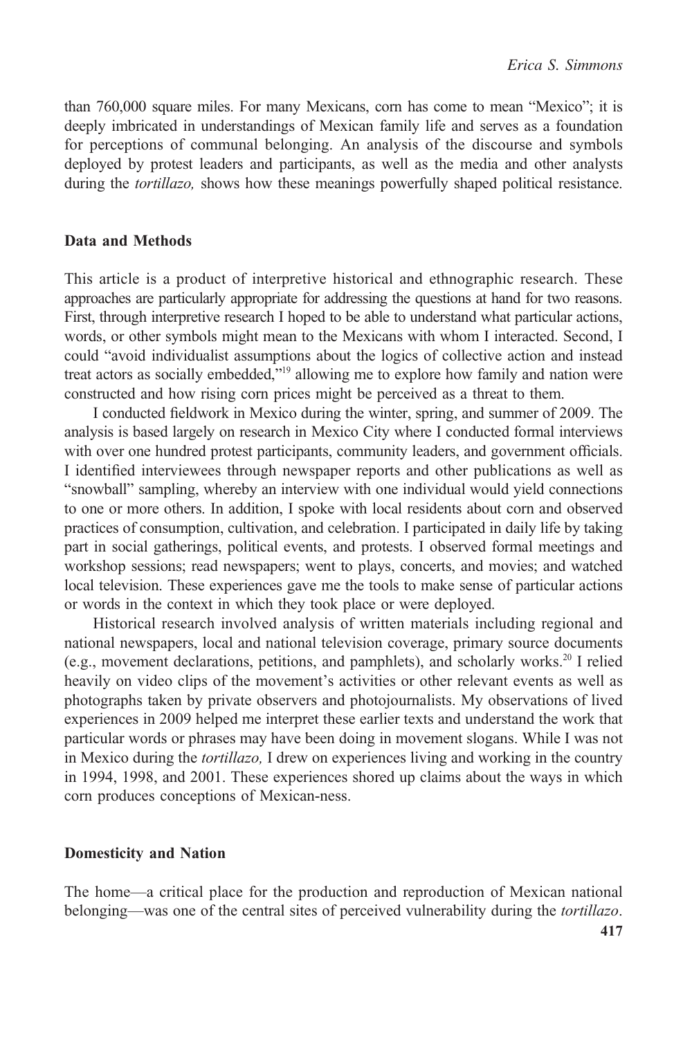than 760,000 square miles. For many Mexicans, corn has come to mean "Mexico"; it is deeply imbricated in understandings of Mexican family life and serves as a foundation for perceptions of communal belonging. An analysis of the discourse and symbols deployed by protest leaders and participants, as well as the media and other analysts during the *tortillazo,* shows how these meanings powerfully shaped political resistance.

## Data and Methods

This article is a product of interpretive historical and ethnographic research. These approaches are particularly appropriate for addressing the questions at hand for two reasons. First, through interpretive research I hoped to be able to understand what particular actions, words, or other symbols might mean to the Mexicans with whom I interacted. Second, I could "avoid individualist assumptions about the logics of collective action and instead treat actors as socially embedded,"[19] allowing me to explore how family and nation were constructed and how rising corn prices might be perceived as a threat to them.

I conducted fieldwork in Mexico during the winter, spring, and summer of 2009. The analysis is based largely on research in Mexico City where I conducted formal interviews with over one hundred protest participants, community leaders, and government officials. I identified interviewees through newspaper reports and other publications as well as "snowball" sampling, whereby an interview with one individual would yield connections to one or more others. In addition, I spoke with local residents about corn and observed practices of consumption, cultivation, and celebration. I participated in daily life by taking part in social gatherings, political events, and protests. I observed formal meetings and workshop sessions; read newspapers; went to plays, concerts, and movies; and watched local television. These experiences gave me the tools to make sense of particular actions or words in the context in which they took place or were deployed.

Historical research involved analysis of written materials including regional and national newspapers, local and national television coverage, primary source documents (e.g., movement declarations, petitions, and pamphlets), and scholarly works.[20] I relied heavily on video clips of the movement's activities or other relevant events as well as photographs taken by private observers and photojournalists. My observations of lived experiences in 2009 helped me interpret these earlier texts and understand the work that particular words or phrases may have been doing in movement slogans. While I was not in Mexico during the *tortillazo,* I drew on experiences living and working in the country in 1994, 1998, and 2001. These experiences shored up claims about the ways in which corn produces conceptions of Mexican-ness.

## Domesticity and Nation

The home—a critical place for the production and reproduction of Mexican national belonging—was one of the central sites of perceived vulnerability during the *tortillazo*.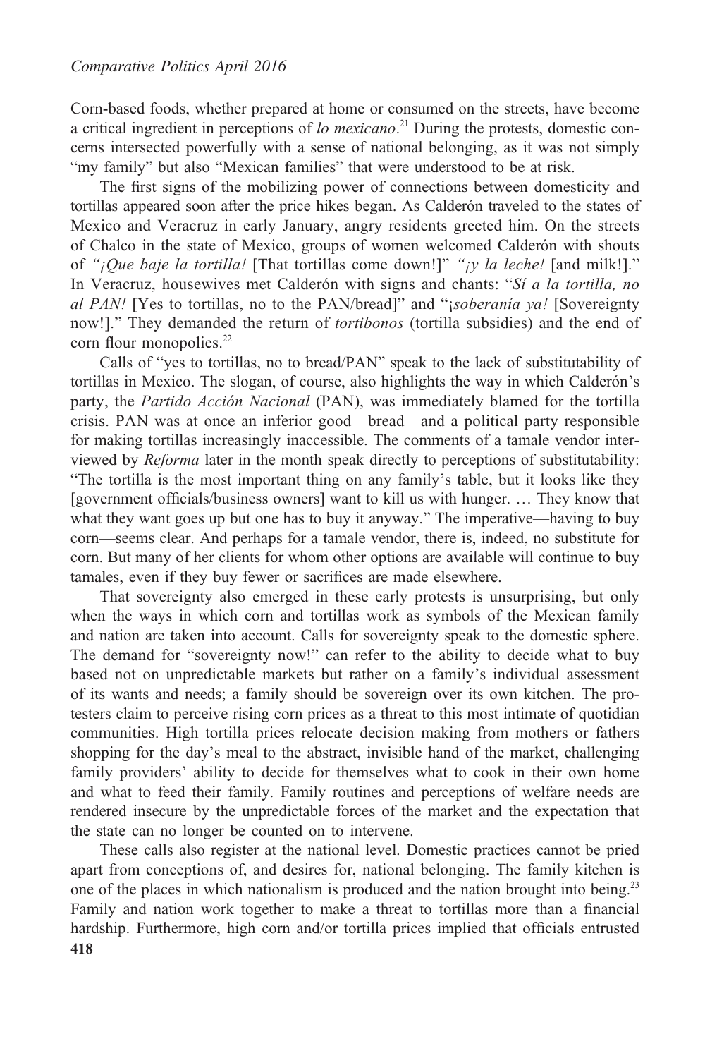Corn-based foods, whether prepared at home or consumed on the streets, have become a critical ingredient in perceptions of *lo mexicano*.[21] During the protests, domestic concerns intersected powerfully with a sense of national belonging, as it was not simply "my family" but also "Mexican families" that were understood to be at risk.

The first signs of the mobilizing power of connections between domesticity and tortillas appeared soon after the price hikes began. As Calderón traveled to the states of Mexico and Veracruz in early January, angry residents greeted him. On the streets of Chalco in the state of Mexico, groups of women welcomed Calderón with shouts of *"¡Que baje la tortilla!* [That tortillas come down!]" *"¡y la leche!* [and milk!]." In Veracruz, housewives met Calderón with signs and chants: "*Sí a la tortilla, no al PAN!* [Yes to tortillas, no to the PAN/bread]" and "*¡soberanía ya!* [Sovereignty now!]." They demanded the return of *tortibonos* (tortilla subsidies) and the end of corn flour monopolies.[22]

Calls of "yes to tortillas, no to bread/PAN" speak to the lack of substitutability of tortillas in Mexico. The slogan, of course, also highlights the way in which Calderón's party, the *Partido Acción Nacional* (PAN), was immediately blamed for the tortilla crisis. PAN was at once an inferior good—bread—and a political party responsible for making tortillas increasingly inaccessible. The comments of a tamale vendor interviewed by *Reforma* later in the month speak directly to perceptions of substitutability: "The tortilla is the most important thing on any family's table, but it looks like they [government officials/business owners] want to kill us with hunger. … They know that what they want goes up but one has to buy it anyway." The imperative—having to buy corn—seems clear. And perhaps for a tamale vendor, there is, indeed, no substitute for corn. But many of her clients for whom other options are available will continue to buy tamales, even if they buy fewer or sacrifices are made elsewhere.

That sovereignty also emerged in these early protests is unsurprising, but only when the ways in which corn and tortillas work as symbols of the Mexican family and nation are taken into account. Calls for sovereignty speak to the domestic sphere. The demand for "sovereignty now!" can refer to the ability to decide what to buy based not on unpredictable markets but rather on a family's individual assessment of its wants and needs; a family should be sovereign over its own kitchen. The protesters claim to perceive rising corn prices as a threat to this most intimate of quotidian communities. High tortilla prices relocate decision making from mothers or fathers shopping for the day's meal to the abstract, invisible hand of the market, challenging family providers' ability to decide for themselves what to cook in their own home and what to feed their family. Family routines and perceptions of welfare needs are rendered insecure by the unpredictable forces of the market and the expectation that the state can no longer be counted on to intervene.

These calls also register at the national level. Domestic practices cannot be pried apart from conceptions of, and desires for, national belonging. The family kitchen is one of the places in which nationalism is produced and the nation brought into being.[23] Family and nation work together to make a threat to tortillas more than a financial hardship. Furthermore, high corn and/or tortilla prices implied that officials entrusted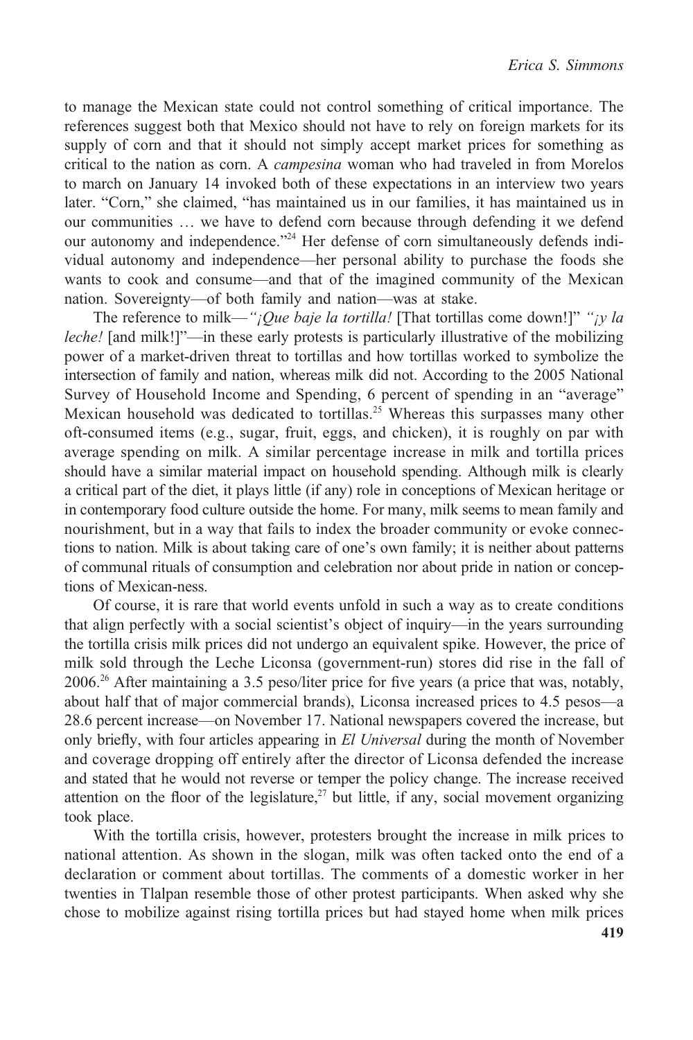to manage the Mexican state could not control something of critical importance. The references suggest both that Mexico should not have to rely on foreign markets for its supply of corn and that it should not simply accept market prices for something as critical to the nation as corn. A *campesina* woman who had traveled in from Morelos to march on January 14 invoked both of these expectations in an interview two years later. "Corn," she claimed, "has maintained us in our families, it has maintained us in our communities … we have to defend corn because through defending it we defend our autonomy and independence."[24] Her defense of corn simultaneously defends individual autonomy and independence—her personal ability to purchase the foods she wants to cook and consume—and that of the imagined community of the Mexican nation. Sovereignty—of both family and nation—was at stake.

The reference to milk—*"¡Que baje la tortilla!* [That tortillas come down!]" *"¡y la leche!* [and milk!]"—in these early protests is particularly illustrative of the mobilizing power of a market-driven threat to tortillas and how tortillas worked to symbolize the intersection of family and nation, whereas milk did not. According to the 2005 National Survey of Household Income and Spending, 6 percent of spending in an "average" Mexican household was dedicated to tortillas.[25] Whereas this surpasses many other oft-consumed items (e.g., sugar, fruit, eggs, and chicken), it is roughly on par with average spending on milk. A similar percentage increase in milk and tortilla prices should have a similar material impact on household spending. Although milk is clearly a critical part of the diet, it plays little (if any) role in conceptions of Mexican heritage or in contemporary food culture outside the home. For many, milk seems to mean family and nourishment, but in a way that fails to index the broader community or evoke connections to nation. Milk is about taking care of one's own family; it is neither about patterns of communal rituals of consumption and celebration nor about pride in nation or conceptions of Mexican-ness.

Of course, it is rare that world events unfold in such a way as to create conditions that align perfectly with a social scientist's object of inquiry—in the years surrounding the tortilla crisis milk prices did not undergo an equivalent spike. However, the price of milk sold through the Leche Liconsa (government-run) stores did rise in the fall of 2006.[26] After maintaining a 3.5 peso/liter price for five years (a price that was, notably, about half that of major commercial brands), Liconsa increased prices to 4.5 pesos—a 28.6 percent increase—on November 17. National newspapers covered the increase, but only briefly, with four articles appearing in *El Universal* during the month of November and coverage dropping off entirely after the director of Liconsa defended the increase and stated that he would not reverse or temper the policy change. The increase received attention on the floor of the legislature,[27] but little, if any, social movement organizing took place.

With the tortilla crisis, however, protesters brought the increase in milk prices to national attention. As shown in the slogan, milk was often tacked onto the end of a declaration or comment about tortillas. The comments of a domestic worker in her twenties in Tlalpan resemble those of other protest participants. When asked why she chose to mobilize against rising tortilla prices but had stayed home when milk prices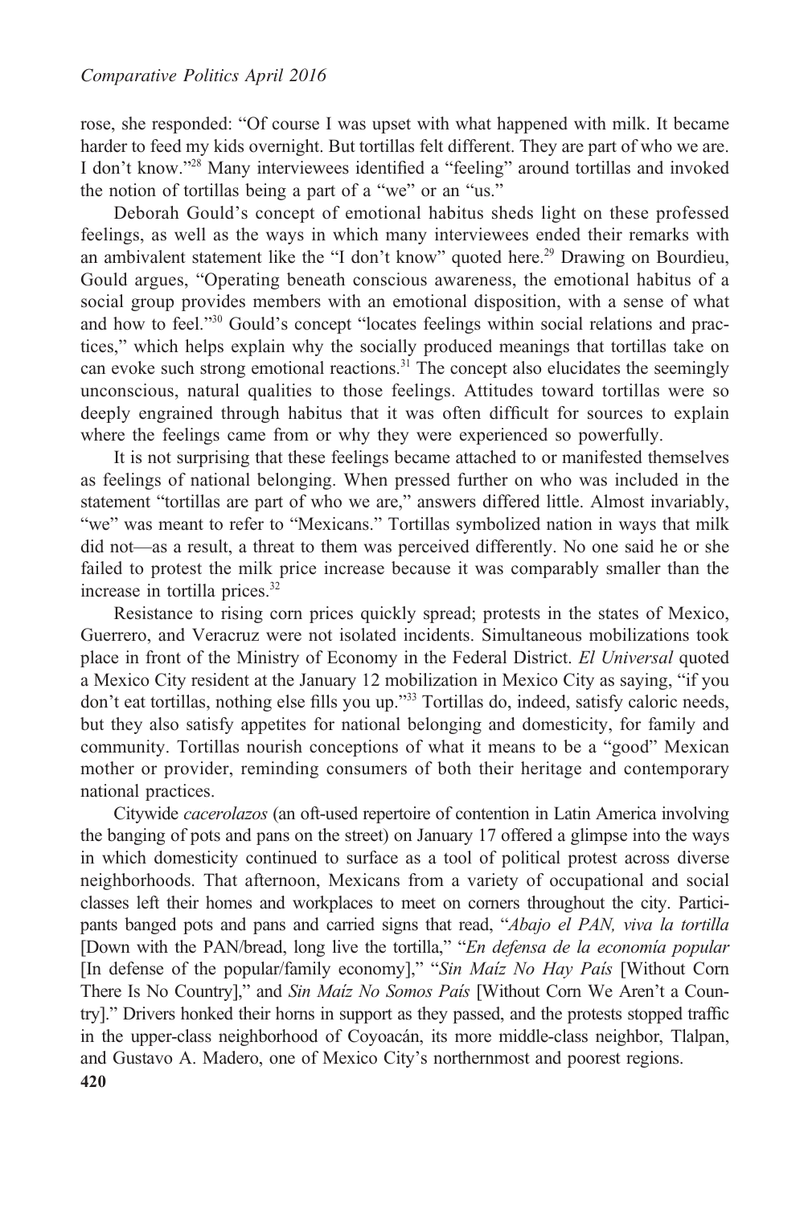rose, she responded: "Of course I was upset with what happened with milk. It became harder to feed my kids overnight. But tortillas felt different. They are part of who we are. I don't know."[28] Many interviewees identified a "feeling" around tortillas and invoked the notion of tortillas being a part of a "we" or an "us."

Deborah Gould's concept of emotional habitus sheds light on these professed feelings, as well as the ways in which many interviewees ended their remarks with an ambivalent statement like the "I don't know" quoted here.[29] Drawing on Bourdieu, Gould argues, "Operating beneath conscious awareness, the emotional habitus of a social group provides members with an emotional disposition, with a sense of what and how to feel."[30] Gould's concept "locates feelings within social relations and practices," which helps explain why the socially produced meanings that tortillas take on can evoke such strong emotional reactions.[31] The concept also elucidates the seemingly unconscious, natural qualities to those feelings. Attitudes toward tortillas were so deeply engrained through habitus that it was often difficult for sources to explain where the feelings came from or why they were experienced so powerfully.

It is not surprising that these feelings became attached to or manifested themselves as feelings of national belonging. When pressed further on who was included in the statement "tortillas are part of who we are," answers differed little. Almost invariably, "we" was meant to refer to "Mexicans." Tortillas symbolized nation in ways that milk did not—as a result, a threat to them was perceived differently. No one said he or she failed to protest the milk price increase because it was comparably smaller than the increase in tortilla prices.[32]

Resistance to rising corn prices quickly spread; protests in the states of Mexico, Guerrero, and Veracruz were not isolated incidents. Simultaneous mobilizations took place in front of the Ministry of Economy in the Federal District. *El Universal* quoted a Mexico City resident at the January 12 mobilization in Mexico City as saying, "if you don't eat tortillas, nothing else fills you up."[33] Tortillas do, indeed, satisfy caloric needs, but they also satisfy appetites for national belonging and domesticity, for family and community. Tortillas nourish conceptions of what it means to be a "good" Mexican mother or provider, reminding consumers of both their heritage and contemporary national practices.

Citywide *cacerolazos* (an oft-used repertoire of contention in Latin America involving the banging of pots and pans on the street) on January 17 offered a glimpse into the ways in which domesticity continued to surface as a tool of political protest across diverse neighborhoods. That afternoon, Mexicans from a variety of occupational and social classes left their homes and workplaces to meet on corners throughout the city. Participants banged pots and pans and carried signs that read, "*Abajo el PAN, viva la tortilla* [Down with the PAN/bread, long live the tortilla," "*En defensa de la economía popular* [In defense of the popular/family economy]," "*Sin Maíz No Hay País* [Without Corn There Is No Country]," and *Sin Maíz No Somos País* [Without Corn We Aren't a Country]." Drivers honked their horns in support as they passed, and the protests stopped traffic in the upper-class neighborhood of Coyoacán, its more middle-class neighbor, Tlalpan, and Gustavo A. Madero, one of Mexico City's northernmost and poorest regions.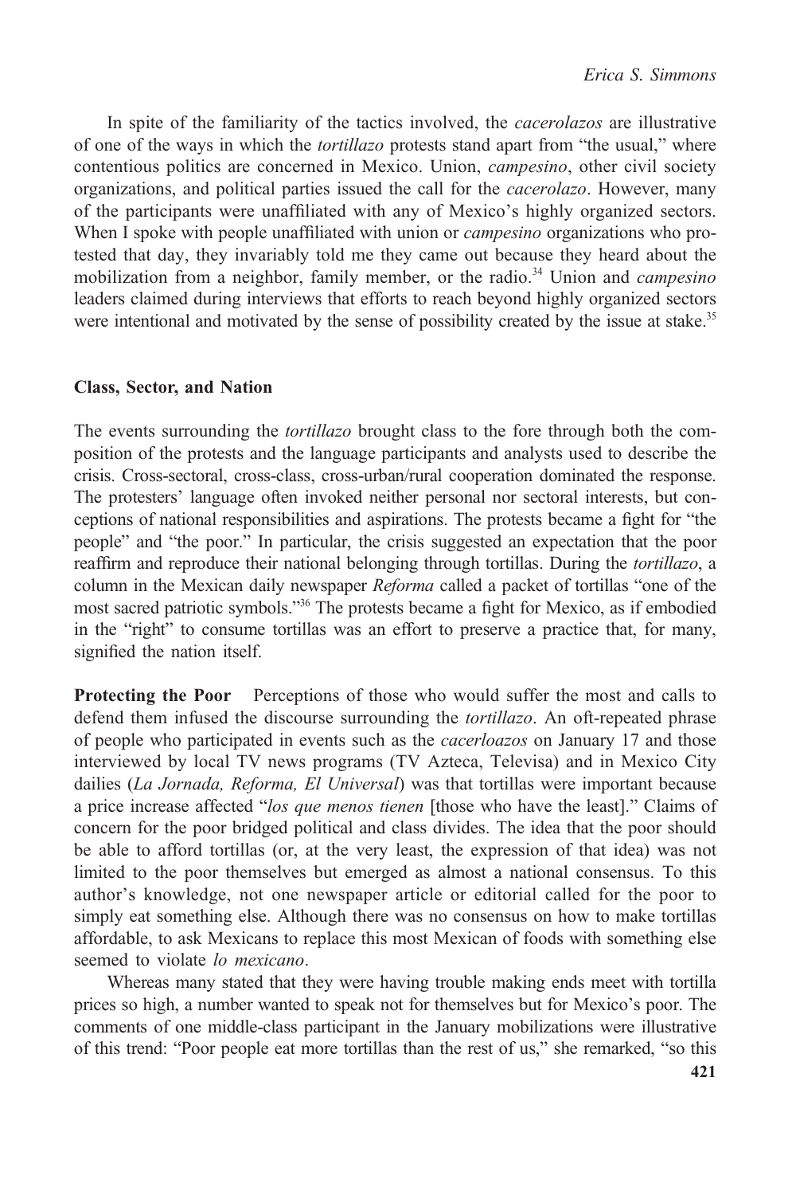In spite of the familiarity of the tactics involved, the *cacerolazos* are illustrative of one of the ways in which the *tortillazo* protests stand apart from "the usual," where contentious politics are concerned in Mexico. Union, *campesino*, other civil society organizations, and political parties issued the call for the *cacerolazo*. However, many of the participants were unaffiliated with any of Mexico's highly organized sectors. When I spoke with people unaffiliated with union or *campesino* organizations who protested that day, they invariably told me they came out because they heard about the mobilization from a neighbor, family member, or the radio.[34] Union and *campesino* leaders claimed during interviews that efforts to reach beyond highly organized sectors were intentional and motivated by the sense of possibility created by the issue at stake.[35]

### Class, Sector, and Nation

The events surrounding the *tortillazo* brought class to the fore through both the composition of the protests and the language participants and analysts used to describe the crisis. Cross-sectoral, cross-class, cross-urban/rural cooperation dominated the response. The protesters' language often invoked neither personal nor sectoral interests, but conceptions of national responsibilities and aspirations. The protests became a fight for "the people" and "the poor." In particular, the crisis suggested an expectation that the poor reaffirm and reproduce their national belonging through tortillas. During the *tortillazo*, a column in the Mexican daily newspaper *Reforma* called a packet of tortillas "one of the most sacred patriotic symbols."[36] The protests became a fight for Mexico, as if embodied in the "right" to consume tortillas was an effort to preserve a practice that, for many, signified the nation itself.

**Protecting the Poor** Perceptions of those who would suffer the most and calls to defend them infused the discourse surrounding the *tortillazo*. An oft-repeated phrase of people who participated in events such as the *cacerloazos* on January 17 and those interviewed by local TV news programs (TV Azteca, Televisa) and in Mexico City dailies (*La Jornada, Reforma, El Universal*) was that tortillas were important because a price increase affected "*los que menos tienen* [those who have the least]." Claims of concern for the poor bridged political and class divides. The idea that the poor should be able to afford tortillas (or, at the very least, the expression of that idea) was not limited to the poor themselves but emerged as almost a national consensus. To this author's knowledge, not one newspaper article or editorial called for the poor to simply eat something else. Although there was no consensus on how to make tortillas affordable, to ask Mexicans to replace this most Mexican of foods with something else seemed to violate *lo mexicano*.

Whereas many stated that they were having trouble making ends meet with tortilla prices so high, a number wanted to speak not for themselves but for Mexico's poor. The comments of one middle-class participant in the January mobilizations were illustrative of this trend: "Poor people eat more tortillas than the rest of us," she remarked, "so this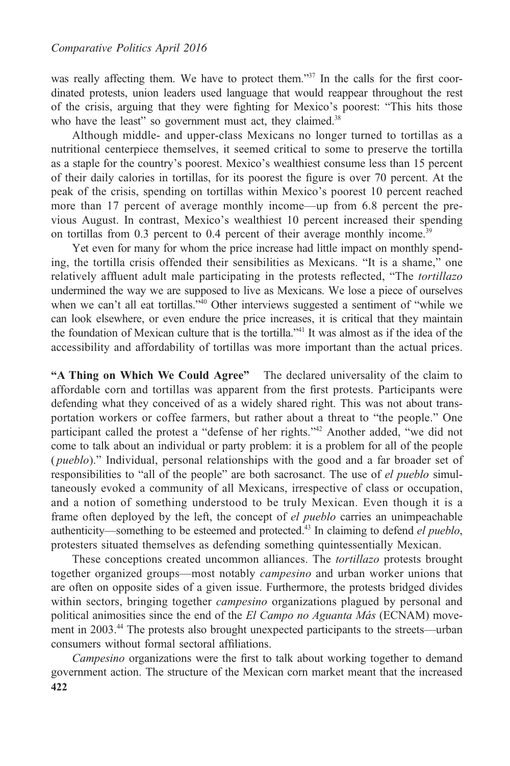was really affecting them. We have to protect them."[37] In the calls for the first coordinated protests, union leaders used language that would reappear throughout the rest of the crisis, arguing that they were fighting for Mexico's poorest: "This hits those who have the least" so government must act, they claimed.[38]

Although middle- and upper-class Mexicans no longer turned to tortillas as a nutritional centerpiece themselves, it seemed critical to some to preserve the tortilla as a staple for the country's poorest. Mexico's wealthiest consume less than 15 percent of their daily calories in tortillas, for its poorest the figure is over 70 percent. At the peak of the crisis, spending on tortillas within Mexico's poorest 10 percent reached more than 17 percent of average monthly income—up from 6.8 percent the previous August. In contrast, Mexico's wealthiest 10 percent increased their spending on tortillas from 0.3 percent to 0.4 percent of their average monthly income.[39]

Yet even for many for whom the price increase had little impact on monthly spending, the tortilla crisis offended their sensibilities as Mexicans. "It is a shame," one relatively affluent adult male participating in the protests reflected, "The *tortillazo* undermined the way we are supposed to live as Mexicans. We lose a piece of ourselves when we can't all eat tortillas."[40] Other interviews suggested a sentiment of "while we can look elsewhere, or even endure the price increases, it is critical that they maintain the foundation of Mexican culture that is the tortilla."[41] It was almost as if the idea of the accessibility and affordability of tortillas was more important than the actual prices.

**"A Thing on Which We Could Agree"** The declared universality of the claim to affordable corn and tortillas was apparent from the first protests. Participants were defending what they conceived of as a widely shared right. This was not about transportation workers or coffee farmers, but rather about a threat to "the people." One participant called the protest a "defense of her rights."[42] Another added, "we did not come to talk about an individual or party problem: it is a problem for all of the people (*pueblo*)." Individual, personal relationships with the good and a far broader set of responsibilities to "all of the people" are both sacrosanct. The use of *el pueblo* simultaneously evoked a community of all Mexicans, irrespective of class or occupation, and a notion of something understood to be truly Mexican. Even though it is a frame often deployed by the left, the concept of *el pueblo* carries an unimpeachable authenticity—something to be esteemed and protected.[43] In claiming to defend *el pueblo*, protesters situated themselves as defending something quintessentially Mexican.

These conceptions created uncommon alliances. The *tortillazo* protests brought together organized groups—most notably *campesino* and urban worker unions that are often on opposite sides of a given issue. Furthermore, the protests bridged divides within sectors, bringing together *campesino* organizations plagued by personal and political animosities since the end of the *El Campo no Aguanta Más* (ECNAM) movement in 2003.[44] The protests also brought unexpected participants to the streets—urban consumers without formal sectoral affiliations.

*Campesino* organizations were the first to talk about working together to demand government action. The structure of the Mexican corn market meant that the increased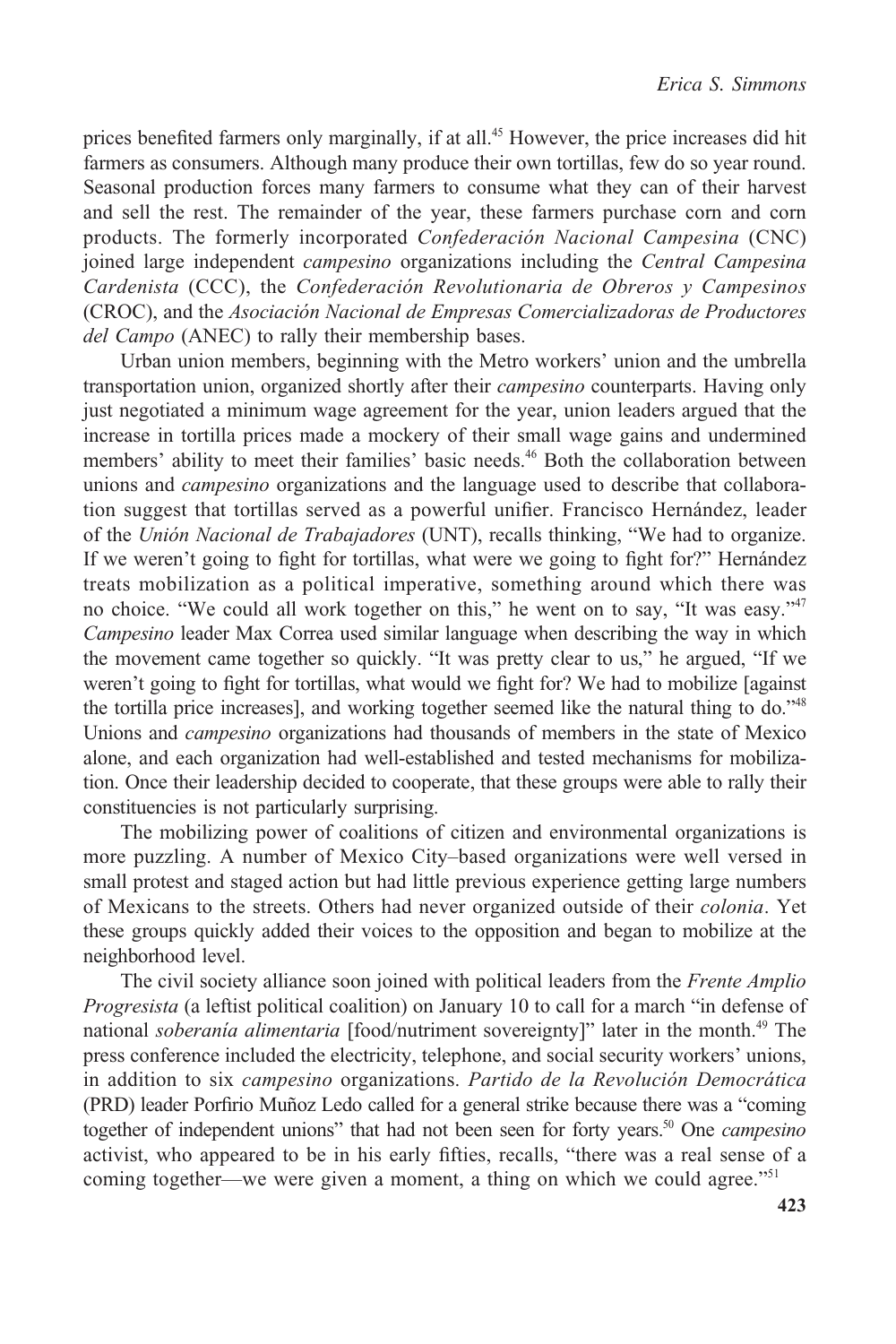prices benefited farmers only marginally, if at all.[45] However, the price increases did hit farmers as consumers. Although many produce their own tortillas, few do so year round. Seasonal production forces many farmers to consume what they can of their harvest and sell the rest. The remainder of the year, these farmers purchase corn and corn products. The formerly incorporated *Confederación Nacional Campesina* (CNC) joined large independent *campesino* organizations including the *Central Campesina Cardenista* (CCC), the *Confederación Revolutionaria de Obreros y Campesinos* (CROC), and the *Asociación Nacional de Empresas Comercializadoras de Productores del Campo* (ANEC) to rally their membership bases.

Urban union members, beginning with the Metro workers' union and the umbrella transportation union, organized shortly after their *campesino* counterparts. Having only just negotiated a minimum wage agreement for the year, union leaders argued that the increase in tortilla prices made a mockery of their small wage gains and undermined members' ability to meet their families' basic needs.[46] Both the collaboration between unions and *campesino* organizations and the language used to describe that collaboration suggest that tortillas served as a powerful unifier. Francisco Hernández, leader of the *Unión Nacional de Trabajadores* (UNT), recalls thinking, "We had to organize. If we weren't going to fight for tortillas, what were we going to fight for?" Hernández treats mobilization as a political imperative, something around which there was no choice. "We could all work together on this," he went on to say, "It was easy."[47] *Campesino* leader Max Correa used similar language when describing the way in which the movement came together so quickly. "It was pretty clear to us," he argued, "If we weren't going to fight for tortillas, what would we fight for? We had to mobilize [against the tortilla price increases], and working together seemed like the natural thing to do."[48] Unions and *campesino* organizations had thousands of members in the state of Mexico alone, and each organization had well-established and tested mechanisms for mobilization. Once their leadership decided to cooperate, that these groups were able to rally their constituencies is not particularly surprising.

The mobilizing power of coalitions of citizen and environmental organizations is more puzzling. A number of Mexico City–based organizations were well versed in small protest and staged action but had little previous experience getting large numbers of Mexicans to the streets. Others had never organized outside of their *colonia*. Yet these groups quickly added their voices to the opposition and began to mobilize at the neighborhood level.

The civil society alliance soon joined with political leaders from the *Frente Amplio Progresista* (a leftist political coalition) on January 10 to call for a march "in defense of national *soberanía alimentaria* [food/nutriment sovereignty]" later in the month.[49] The press conference included the electricity, telephone, and social security workers' unions, in addition to six *campesino* organizations. *Partido de la Revolución Democrática* (PRD) leader Porfirio Muñoz Ledo called for a general strike because there was a "coming together of independent unions" that had not been seen for forty years.[50] One *campesino* activist, who appeared to be in his early fifties, recalls, "there was a real sense of a coming together—we were given a moment, a thing on which we could agree."[51]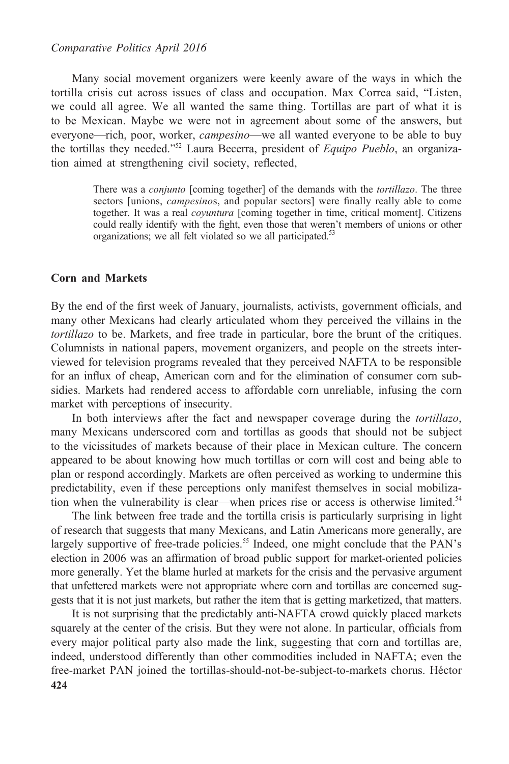Many social movement organizers were keenly aware of the ways in which the tortilla crisis cut across issues of class and occupation. Max Correa said, "Listen, we could all agree. We all wanted the same thing. Tortillas are part of what it is to be Mexican. Maybe we were not in agreement about some of the answers, but everyone—rich, poor, worker, *campesino*—we all wanted everyone to be able to buy the tortillas they needed."[52] Laura Becerra, president of *Equipo Pueblo*, an organization aimed at strengthening civil society, reflected,

> There was a *conjunto* [coming together] of the demands with the *tortillazo*. The three sectors [unions, *campesino*s, and popular sectors] were finally really able to come together. It was a real *coyuntura* [coming together in time, critical moment]. Citizens could really identify with the fight, even those that weren't members of unions or other organizations; we all felt violated so we all participated.[53]

### Corn and Markets

By the end of the first week of January, journalists, activists, government officials, and many other Mexicans had clearly articulated whom they perceived the villains in the *tortillazo* to be. Markets, and free trade in particular, bore the brunt of the critiques. Columnists in national papers, movement organizers, and people on the streets interviewed for television programs revealed that they perceived NAFTA to be responsible for an influx of cheap, American corn and for the elimination of consumer corn subsidies. Markets had rendered access to affordable corn unreliable, infusing the corn market with perceptions of insecurity.

In both interviews after the fact and newspaper coverage during the *tortillazo*, many Mexicans underscored corn and tortillas as goods that should not be subject to the vicissitudes of markets because of their place in Mexican culture. The concern appeared to be about knowing how much tortillas or corn will cost and being able to plan or respond accordingly. Markets are often perceived as working to undermine this predictability, even if these perceptions only manifest themselves in social mobilization when the vulnerability is clear—when prices rise or access is otherwise limited.[54]

The link between free trade and the tortilla crisis is particularly surprising in light of research that suggests that many Mexicans, and Latin Americans more generally, are largely supportive of free-trade policies.[55] Indeed, one might conclude that the PAN's election in 2006 was an affirmation of broad public support for market-oriented policies more generally. Yet the blame hurled at markets for the crisis and the pervasive argument that unfettered markets were not appropriate where corn and tortillas are concerned suggests that it is not just markets, but rather the item that is getting marketized, that matters.

It is not surprising that the predictably anti-NAFTA crowd quickly placed markets squarely at the center of the crisis. But they were not alone. In particular, officials from every major political party also made the link, suggesting that corn and tortillas are, indeed, understood differently than other commodities included in NAFTA; even the free-market PAN joined the tortillas-should-not-be-subject-to-markets chorus. Héctor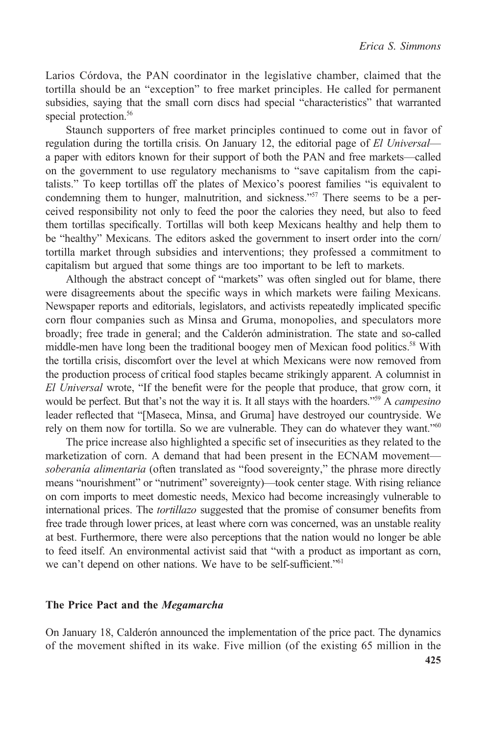Larios Córdova, the PAN coordinator in the legislative chamber, claimed that the tortilla should be an "exception" to free market principles. He called for permanent subsidies, saying that the small corn discs had special "characteristics" that warranted special protection.[56]

Staunch supporters of free market principles continued to come out in favor of regulation during the tortilla crisis. On January 12, the editorial page of *El Universal*—a paper with editors known for their support of both the PAN and free markets—called on the government to use regulatory mechanisms to "save capitalism from the capitalists." To keep tortillas off the plates of Mexico's poorest families "is equivalent to condemning them to hunger, malnutrition, and sickness."[57] There seems to be a perceived responsibility not only to feed the poor the calories they need, but also to feed them tortillas specifically. Tortillas will both keep Mexicans healthy and help them to be "healthy" Mexicans. The editors asked the government to insert order into the corn/tortilla market through subsidies and interventions; they professed a commitment to capitalism but argued that some things are too important to be left to markets.

Although the abstract concept of "markets" was often singled out for blame, there were disagreements about the specific ways in which markets were failing Mexicans. Newspaper reports and editorials, legislators, and activists repeatedly implicated specific corn flour companies such as Minsa and Gruma, monopolies, and speculators more broadly; free trade in general; and the Calderón administration. The state and so-called middle-men have long been the traditional boogey men of Mexican food politics.[58] With the tortilla crisis, discomfort over the level at which Mexicans were now removed from the production process of critical food staples became strikingly apparent. A columnist in *El Universal* wrote, "If the benefit were for the people that produce, that grow corn, it would be perfect. But that's not the way it is. It all stays with the hoarders."[59] A *campesino* leader reflected that "[Maseca, Minsa, and Gruma] have destroyed our countryside. We rely on them now for tortilla. So we are vulnerable. They can do whatever they want."[60]

The price increase also highlighted a specific set of insecurities as they related to the marketization of corn. A demand that had been present in the ECNAM movement—*soberanía alimentaria* (often translated as "food sovereignty," the phrase more directly means "nourishment" or "nutriment" sovereignty)—took center stage. With rising reliance on corn imports to meet domestic needs, Mexico had become increasingly vulnerable to international prices. The *tortillazo* suggested that the promise of consumer benefits from free trade through lower prices, at least where corn was concerned, was an unstable reality at best. Furthermore, there were also perceptions that the nation would no longer be able to feed itself. An environmental activist said that "with a product as important as corn, we can't depend on other nations. We have to be self-sufficient."[61]

## The Price Pact and the *Megamarcha*

On January 18, Calderón announced the implementation of the price pact. The dynamics of the movement shifted in its wake. Five million (of the existing 65 million in the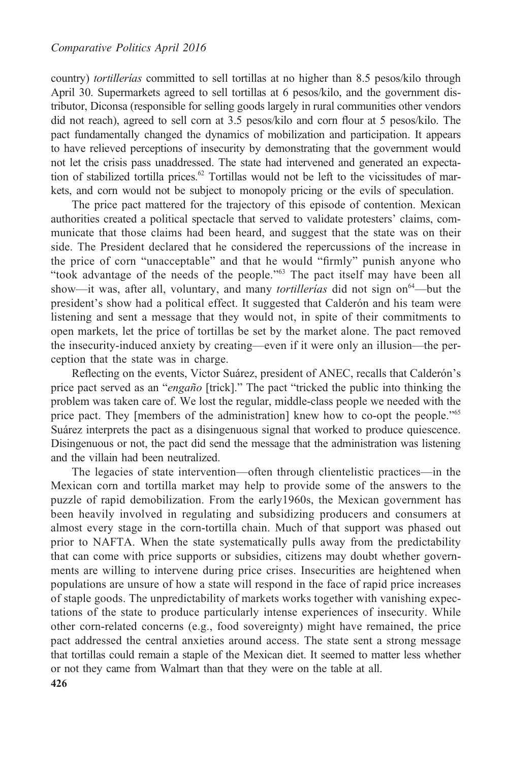country) *tortillerías* committed to sell tortillas at no higher than 8.5 pesos/kilo through April 30. Supermarkets agreed to sell tortillas at 6 pesos/kilo, and the government distributor, Diconsa (responsible for selling goods largely in rural communities other vendors did not reach), agreed to sell corn at 3.5 pesos/kilo and corn flour at 5 pesos/kilo. The pact fundamentally changed the dynamics of mobilization and participation. It appears to have relieved perceptions of insecurity by demonstrating that the government would not let the crisis pass unaddressed. The state had intervened and generated an expectation of stabilized tortilla prices.[62] Tortillas would not be left to the vicissitudes of markets, and corn would not be subject to monopoly pricing or the evils of speculation.

The price pact mattered for the trajectory of this episode of contention. Mexican authorities created a political spectacle that served to validate protesters' claims, communicate that those claims had been heard, and suggest that the state was on their side. The President declared that he considered the repercussions of the increase in the price of corn "unacceptable" and that he would "firmly" punish anyone who "took advantage of the needs of the people."[63] The pact itself may have been all show—it was, after all, voluntary, and many *tortillerías* did not sign on[64]—but the president's show had a political effect. It suggested that Calderón and his team were listening and sent a message that they would not, in spite of their commitments to open markets, let the price of tortillas be set by the market alone. The pact removed the insecurity-induced anxiety by creating—even if it were only an illusion—the perception that the state was in charge.

Reflecting on the events, Victor Suárez, president of ANEC, recalls that Calderón's price pact served as an "*engaño* [trick]." The pact "tricked the public into thinking the problem was taken care of. We lost the regular, middle-class people we needed with the price pact. They [members of the administration] knew how to co-opt the people."[65] Suárez interprets the pact as a disingenuous signal that worked to produce quiescence. Disingenuous or not, the pact did send the message that the administration was listening and the villain had been neutralized.

The legacies of state intervention—often through clientelistic practices—in the Mexican corn and tortilla market may help to provide some of the answers to the puzzle of rapid demobilization. From the early1960s, the Mexican government has been heavily involved in regulating and subsidizing producers and consumers at almost every stage in the corn-tortilla chain. Much of that support was phased out prior to NAFTA. When the state systematically pulls away from the predictability that can come with price supports or subsidies, citizens may doubt whether governments are willing to intervene during price crises. Insecurities are heightened when populations are unsure of how a state will respond in the face of rapid price increases of staple goods. The unpredictability of markets works together with vanishing expectations of the state to produce particularly intense experiences of insecurity. While other corn-related concerns (e.g., food sovereignty) might have remained, the price pact addressed the central anxieties around access. The state sent a strong message that tortillas could remain a staple of the Mexican diet. It seemed to matter less whether or not they came from Walmart than that they were on the table at all.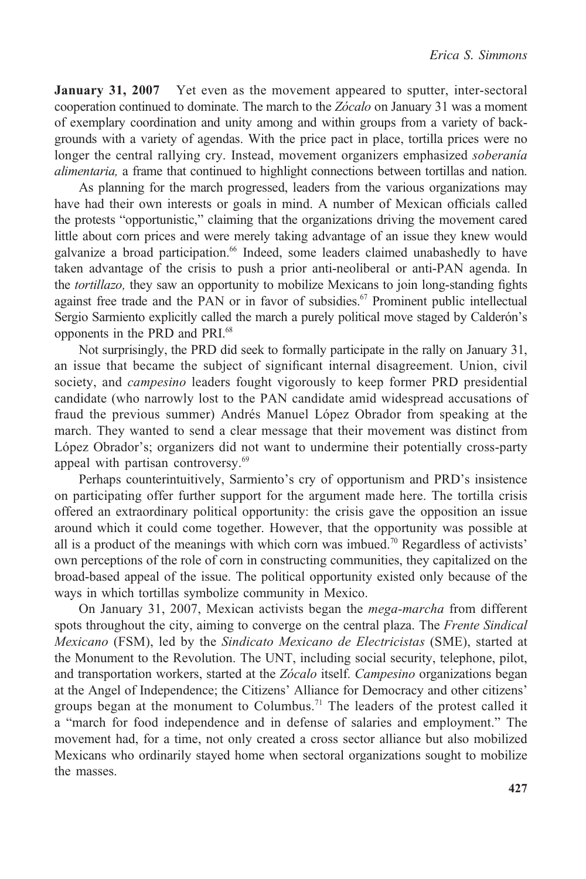**January 31, 2007** Yet even as the movement appeared to sputter, inter-sectoral cooperation continued to dominate. The march to the *Zócalo* on January 31 was a moment of exemplary coordination and unity among and within groups from a variety of backgrounds with a variety of agendas. With the price pact in place, tortilla prices were no longer the central rallying cry. Instead, movement organizers emphasized *soberanía alimentaria,* a frame that continued to highlight connections between tortillas and nation.

As planning for the march progressed, leaders from the various organizations may have had their own interests or goals in mind. A number of Mexican officials called the protests "opportunistic," claiming that the organizations driving the movement cared little about corn prices and were merely taking advantage of an issue they knew would galvanize a broad participation.[66] Indeed, some leaders claimed unabashedly to have taken advantage of the crisis to push a prior anti-neoliberal or anti-PAN agenda. In the *tortillazo,* they saw an opportunity to mobilize Mexicans to join long-standing fights against free trade and the PAN or in favor of subsidies.[67] Prominent public intellectual Sergio Sarmiento explicitly called the march a purely political move staged by Calderón's opponents in the PRD and PRI.[68]

Not surprisingly, the PRD did seek to formally participate in the rally on January 31, an issue that became the subject of significant internal disagreement. Union, civil society, and *campesino* leaders fought vigorously to keep former PRD presidential candidate (who narrowly lost to the PAN candidate amid widespread accusations of fraud the previous summer) Andrés Manuel López Obrador from speaking at the march. They wanted to send a clear message that their movement was distinct from López Obrador's; organizers did not want to undermine their potentially cross-party appeal with partisan controversy.[69]

Perhaps counterintuitively, Sarmiento's cry of opportunism and PRD's insistence on participating offer further support for the argument made here. The tortilla crisis offered an extraordinary political opportunity: the crisis gave the opposition an issue around which it could come together. However, that the opportunity was possible at all is a product of the meanings with which corn was imbued.[70] Regardless of activists' own perceptions of the role of corn in constructing communities, they capitalized on the broad-based appeal of the issue. The political opportunity existed only because of the ways in which tortillas symbolize community in Mexico.

On January 31, 2007, Mexican activists began the *mega-marcha* from different spots throughout the city, aiming to converge on the central plaza. The *Frente Sindical Mexicano* (FSM), led by the *Sindicato Mexicano de Electricistas* (SME), started at the Monument to the Revolution. The UNT, including social security, telephone, pilot, and transportation workers, started at the *Zócalo* itself. *Campesino* organizations began at the Angel of Independence; the Citizens' Alliance for Democracy and other citizens' groups began at the monument to Columbus.[71] The leaders of the protest called it a "march for food independence and in defense of salaries and employment." The movement had, for a time, not only created a cross sector alliance but also mobilized Mexicans who ordinarily stayed home when sectoral organizations sought to mobilize the masses.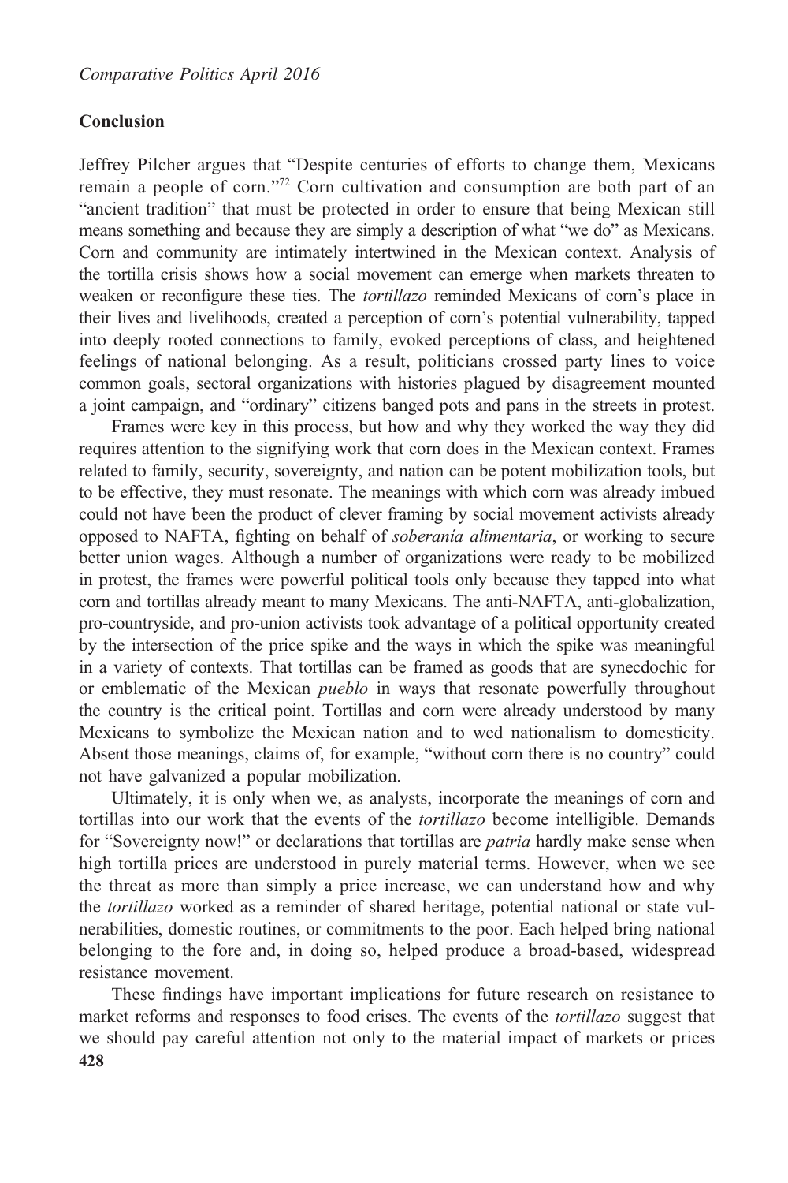## Conclusion

Jeffrey Pilcher argues that "Despite centuries of efforts to change them, Mexicans remain a people of corn."[72] Corn cultivation and consumption are both part of an "ancient tradition" that must be protected in order to ensure that being Mexican still means something and because they are simply a description of what "we do" as Mexicans. Corn and community are intimately intertwined in the Mexican context. Analysis of the tortilla crisis shows how a social movement can emerge when markets threaten to weaken or reconfigure these ties. The *tortillazo* reminded Mexicans of corn's place in their lives and livelihoods, created a perception of corn's potential vulnerability, tapped into deeply rooted connections to family, evoked perceptions of class, and heightened feelings of national belonging. As a result, politicians crossed party lines to voice common goals, sectoral organizations with histories plagued by disagreement mounted a joint campaign, and "ordinary" citizens banged pots and pans in the streets in protest.

Frames were key in this process, but how and why they worked the way they did requires attention to the signifying work that corn does in the Mexican context. Frames related to family, security, sovereignty, and nation can be potent mobilization tools, but to be effective, they must resonate. The meanings with which corn was already imbued could not have been the product of clever framing by social movement activists already opposed to NAFTA, fighting on behalf of *soberanía alimentaria*, or working to secure better union wages. Although a number of organizations were ready to be mobilized in protest, the frames were powerful political tools only because they tapped into what corn and tortillas already meant to many Mexicans. The anti-NAFTA, anti-globalization, pro-countryside, and pro-union activists took advantage of a political opportunity created by the intersection of the price spike and the ways in which the spike was meaningful in a variety of contexts. That tortillas can be framed as goods that are synecdochic for or emblematic of the Mexican *pueblo* in ways that resonate powerfully throughout the country is the critical point. Tortillas and corn were already understood by many Mexicans to symbolize the Mexican nation and to wed nationalism to domesticity. Absent those meanings, claims of, for example, "without corn there is no country" could not have galvanized a popular mobilization.

Ultimately, it is only when we, as analysts, incorporate the meanings of corn and tortillas into our work that the events of the *tortillazo* become intelligible. Demands for "Sovereignty now!" or declarations that tortillas are *patria* hardly make sense when high tortilla prices are understood in purely material terms. However, when we see the threat as more than simply a price increase, we can understand how and why the *tortillazo* worked as a reminder of shared heritage, potential national or state vulnerabilities, domestic routines, or commitments to the poor. Each helped bring national belonging to the fore and, in doing so, helped produce a broad-based, widespread resistance movement.

These findings have important implications for future research on resistance to market reforms and responses to food crises. The events of the *tortillazo* suggest that we should pay careful attention not only to the material impact of markets or prices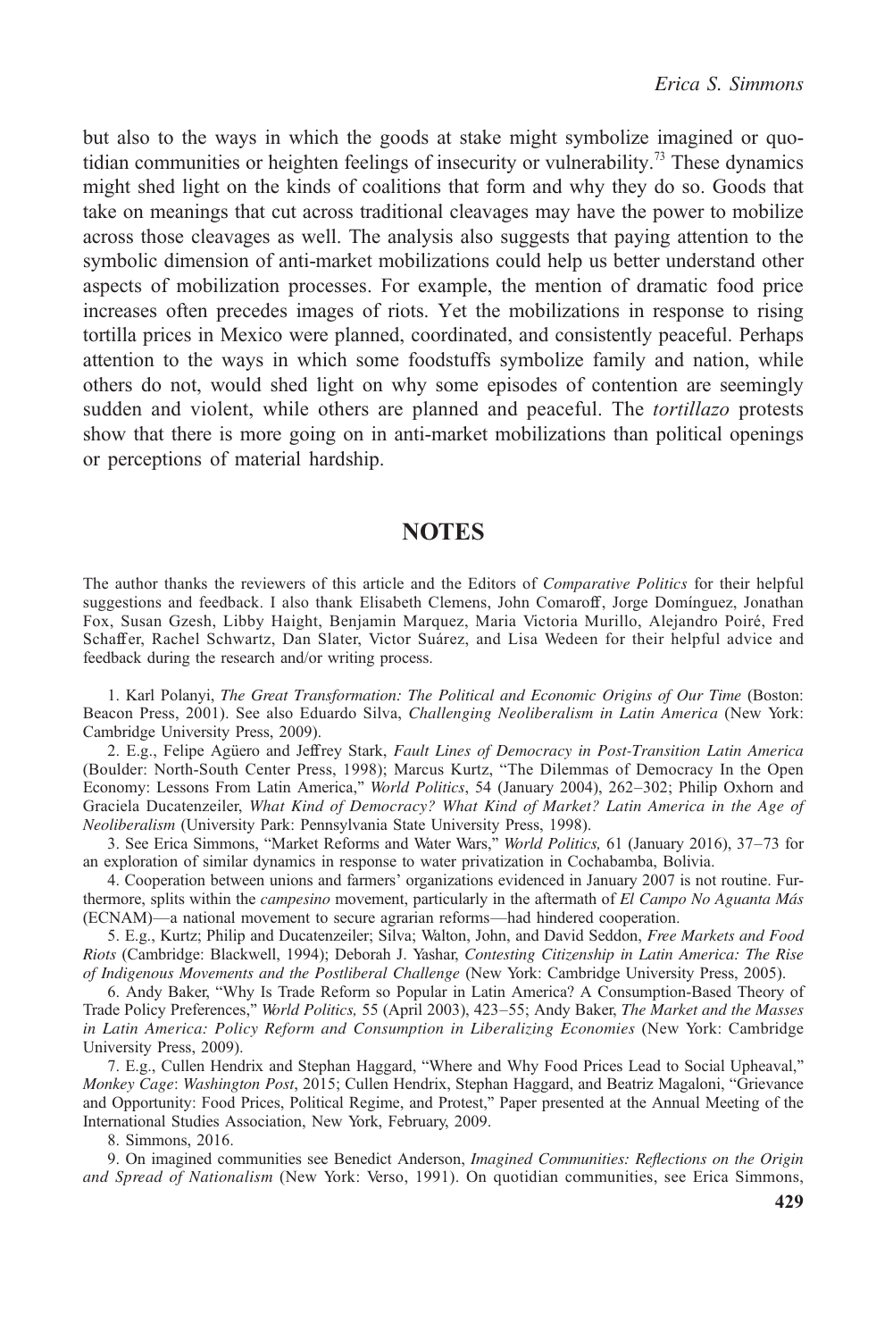but also to the ways in which the goods at stake might symbolize imagined or quotidian communities or heighten feelings of insecurity or vulnerability.[73] These dynamics might shed light on the kinds of coalitions that form and why they do so. Goods that take on meanings that cut across traditional cleavages may have the power to mobilize across those cleavages as well. The analysis also suggests that paying attention to the symbolic dimension of anti-market mobilizations could help us better understand other aspects of mobilization processes. For example, the mention of dramatic food price increases often precedes images of riots. Yet the mobilizations in response to rising tortilla prices in Mexico were planned, coordinated, and consistently peaceful. Perhaps attention to the ways in which some foodstuffs symbolize family and nation, while others do not, would shed light on why some episodes of contention are seemingly sudden and violent, while others are planned and peaceful. The *tortillazo* protests show that there is more going on in anti-market mobilizations than political openings or perceptions of material hardship.

## NOTES

The author thanks the reviewers of this article and the Editors of *Comparative Politics* for their helpful suggestions and feedback. I also thank Elisabeth Clemens, John Comaroff, Jorge Domínguez, Jonathan Fox, Susan Gzesh, Libby Haight, Benjamin Marquez, Maria Victoria Murillo, Alejandro Poiré, Fred Schaffer, Rachel Schwartz, Dan Slater, Victor Suárez, and Lisa Wedeen for their helpful advice and feedback during the research and/or writing process.

1. Karl Polanyi, *The Great Transformation: The Political and Economic Origins of Our Time* (Boston: Beacon Press, 2001). See also Eduardo Silva, *Challenging Neoliberalism in Latin America* (New York: Cambridge University Press, 2009).

2. E.g., Felipe Agüero and Jeffrey Stark, *Fault Lines of Democracy in Post-Transition Latin America* (Boulder: North-South Center Press, 1998); Marcus Kurtz, "The Dilemmas of Democracy In the Open Economy: Lessons From Latin America," *World Politics*, 54 (January 2004), 262–302; Philip Oxhorn and Graciela Ducatenzeiler, *What Kind of Democracy? What Kind of Market? Latin America in the Age of Neoliberalism* (University Park: Pennsylvania State University Press, 1998).

3. See Erica Simmons, "Market Reforms and Water Wars," *World Politics,* 61 (January 2016), 37–73 for an exploration of similar dynamics in response to water privatization in Cochabamba, Bolivia.

4. Cooperation between unions and farmers' organizations evidenced in January 2007 is not routine. Furthermore, splits within the *campesino* movement, particularly in the aftermath of *El Campo No Aguanta Más* (ECNAM)—a national movement to secure agrarian reforms—had hindered cooperation.

5. E.g., Kurtz; Philip and Ducatenzeiler; Silva; Walton, John, and David Seddon, *Free Markets and Food Riots* (Cambridge: Blackwell, 1994); Deborah J. Yashar, *Contesting Citizenship in Latin America: The Rise of Indigenous Movements and the Postliberal Challenge* (New York: Cambridge University Press, 2005).

6. Andy Baker, "Why Is Trade Reform so Popular in Latin America? A Consumption-Based Theory of Trade Policy Preferences," *World Politics,* 55 (April 2003), 423–55; Andy Baker, *The Market and the Masses in Latin America: Policy Reform and Consumption in Liberalizing Economies* (New York: Cambridge University Press, 2009).

7. E.g., Cullen Hendrix and Stephan Haggard, "Where and Why Food Prices Lead to Social Upheaval," *Monkey Cage*: *Washington Post*, 2015; Cullen Hendrix, Stephan Haggard, and Beatriz Magaloni, "Grievance and Opportunity: Food Prices, Political Regime, and Protest," Paper presented at the Annual Meeting of the International Studies Association, New York, February, 2009.

8. Simmons, 2016.

9. On imagined communities see Benedict Anderson, *Imagined Communities: Reflections on the Origin and Spread of Nationalism* (New York: Verso, 1991). On quotidian communities, see Erica Simmons,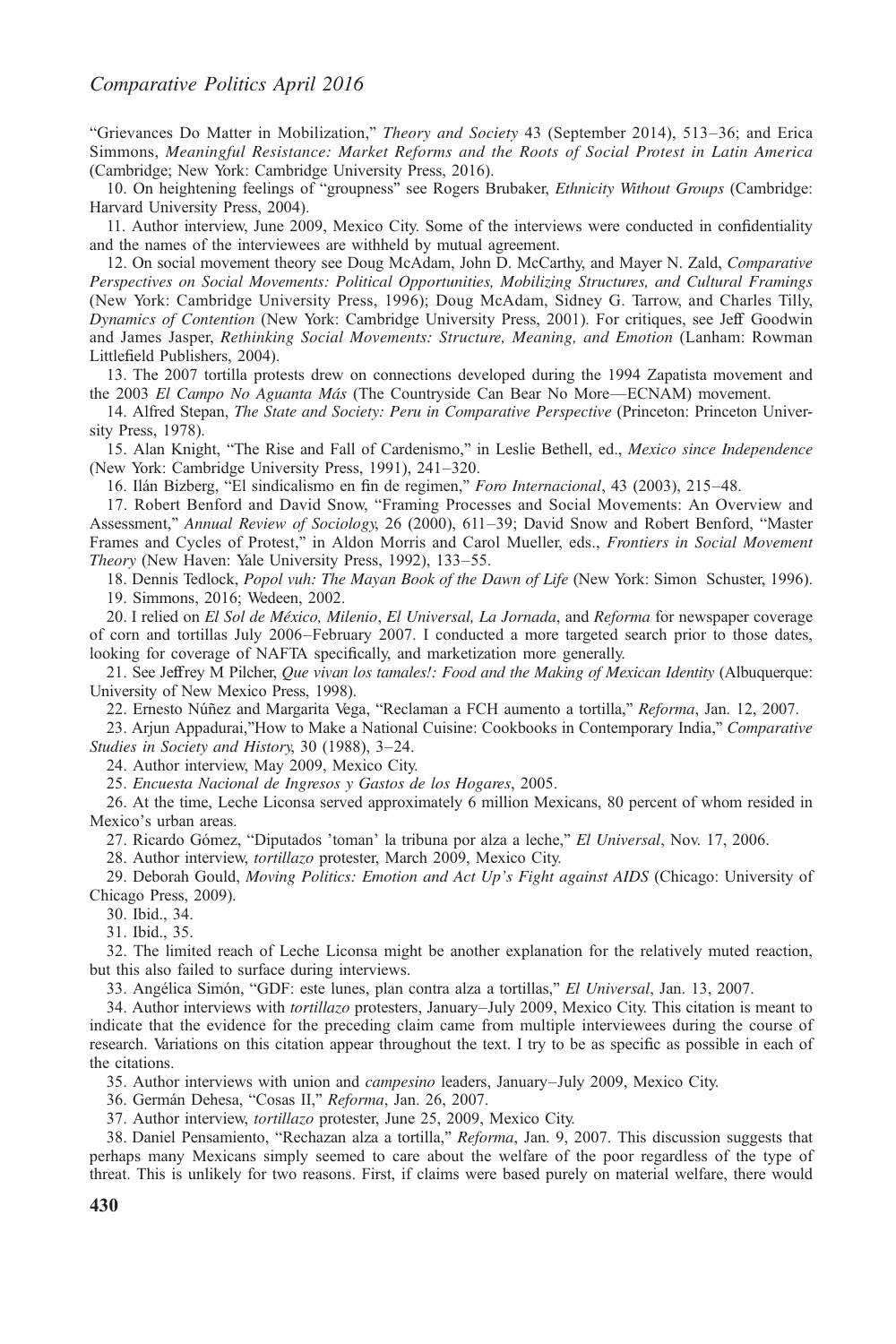"Grievances Do Matter in Mobilization," *Theory and Society* 43 (September 2014), 513–36; and Erica Simmons, *Meaningful Resistance: Market Reforms and the Roots of Social Protest in Latin America* (Cambridge; New York: Cambridge University Press, 2016).

10. On heightening feelings of "groupness" see Rogers Brubaker, *Ethnicity Without Groups* (Cambridge: Harvard University Press, 2004).

11. Author interview, June 2009, Mexico City. Some of the interviews were conducted in confidentiality and the names of the interviewees are withheld by mutual agreement.

12. On social movement theory see Doug McAdam, John D. McCarthy, and Mayer N. Zald, *Comparative Perspectives on Social Movements: Political Opportunities, Mobilizing Structures, and Cultural Framings* (New York: Cambridge University Press, 1996); Doug McAdam, Sidney G. Tarrow, and Charles Tilly, *Dynamics of Contention* (New York: Cambridge University Press, 2001). For critiques, see Jeff Goodwin and James Jasper, *Rethinking Social Movements: Structure, Meaning, and Emotion* (Lanham: Rowman Littlefield Publishers, 2004).

13. The 2007 tortilla protests drew on connections developed during the 1994 Zapatista movement and the 2003 *El Campo No Aguanta Más* (The Countryside Can Bear No More—ECNAM) movement.

14. Alfred Stepan, *The State and Society: Peru in Comparative Perspective* (Princeton: Princeton University Press, 1978).

15. Alan Knight, "The Rise and Fall of Cardenismo," in Leslie Bethell, ed., *Mexico since Independence* (New York: Cambridge University Press, 1991), 241–320.

16. Ilán Bizberg, "El sindicalismo en fin de regimen," *Foro Internacional*, 43 (2003), 215–48.

17. Robert Benford and David Snow, "Framing Processes and Social Movements: An Overview and Assessment," *Annual Review of Sociology*, 26 (2000), 611–39; David Snow and Robert Benford, "Master Frames and Cycles of Protest," in Aldon Morris and Carol Mueller, eds., *Frontiers in Social Movement Theory* (New Haven: Yale University Press, 1992), 133–55.

18. Dennis Tedlock, *Popol vuh: The Mayan Book of the Dawn of Life* (New York: Simon Schuster, 1996).

19. Simmons, 2016; Wedeen, 2002.

20. I relied on *El Sol de México, Milenio*, *El Universal, La Jornada*, and *Reforma* for newspaper coverage of corn and tortillas July 2006–February 2007. I conducted a more targeted search prior to those dates, looking for coverage of NAFTA specifically, and marketization more generally.

21. See Jeffrey M Pilcher, *Que vivan los tamales!: Food and the Making of Mexican Identity* (Albuquerque: University of New Mexico Press, 1998).

22. Ernesto Núñez and Margarita Vega, "Reclaman a FCH aumento a tortilla," *Reforma*, Jan. 12, 2007.

23. Arjun Appadurai,"How to Make a National Cuisine: Cookbooks in Contemporary India," *Comparative Studies in Society and History*, 30 (1988), 3–24.

24. Author interview, May 2009, Mexico City.

25. *Encuesta Nacional de Ingresos y Gastos de los Hogares*, 2005.

26. At the time, Leche Liconsa served approximately 6 million Mexicans, 80 percent of whom resided in Mexico's urban areas.

27. Ricardo Gómez, "Diputados 'toman' la tribuna por alza a leche," *El Universal*, Nov. 17, 2006.

28. Author interview, *tortillazo* protester, March 2009, Mexico City.

29. Deborah Gould, *Moving Politics: Emotion and Act Up's Fight against AIDS* (Chicago: University of Chicago Press, 2009).

30. Ibid., 34.

31. Ibid., 35.

32. The limited reach of Leche Liconsa might be another explanation for the relatively muted reaction, but this also failed to surface during interviews.

33. Angélica Simón, "GDF: este lunes, plan contra alza a tortillas," *El Universal*, Jan. 13, 2007.

34. Author interviews with *tortillazo* protesters, January–July 2009, Mexico City. This citation is meant to indicate that the evidence for the preceding claim came from multiple interviewees during the course of research. Variations on this citation appear throughout the text. I try to be as specific as possible in each of the citations.

35. Author interviews with union and *campesino* leaders, January–July 2009, Mexico City.

36. Germán Dehesa, "Cosas II," *Reforma*, Jan. 26, 2007.

37. Author interview, *tortillazo* protester, June 25, 2009, Mexico City.

38. Daniel Pensamiento, "Rechazan alza a tortilla," *Reforma*, Jan. 9, 2007. This discussion suggests that perhaps many Mexicans simply seemed to care about the welfare of the poor regardless of the type of threat. This is unlikely for two reasons. First, if claims were based purely on material welfare, there would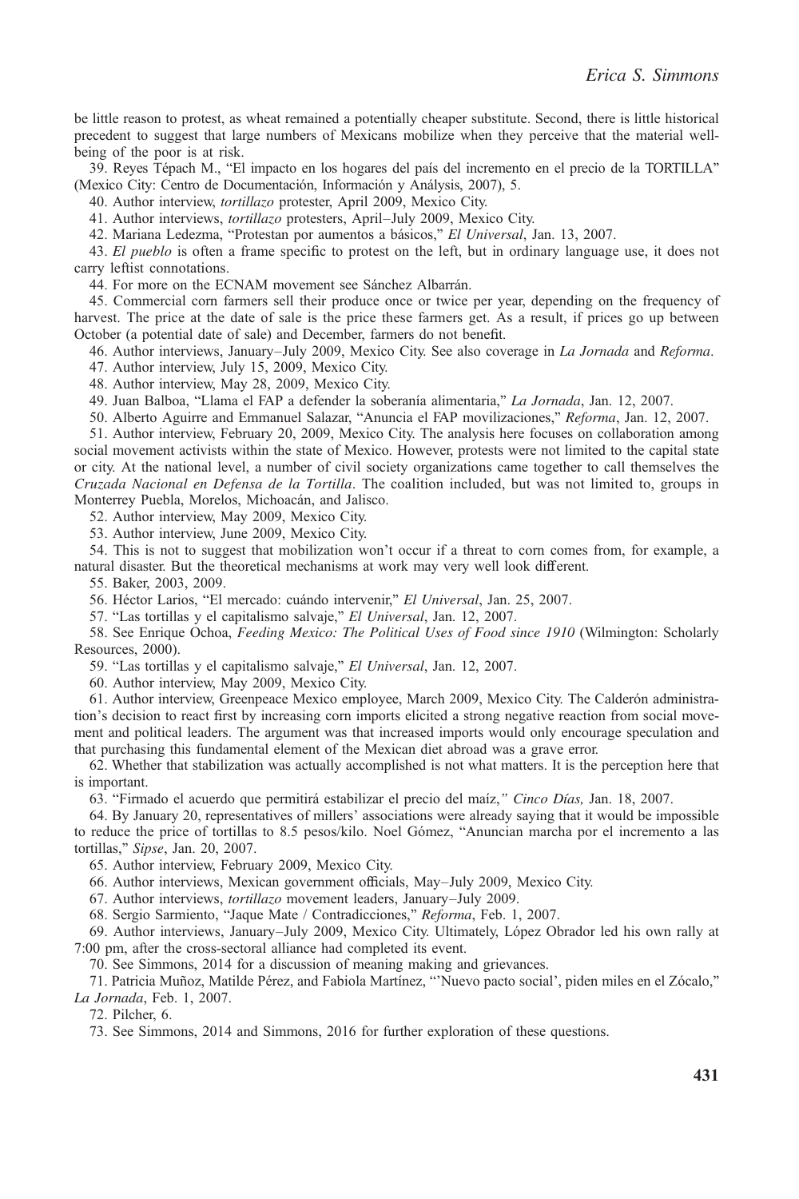be little reason to protest, as wheat remained a potentially cheaper substitute. Second, there is little historical precedent to suggest that large numbers of Mexicans mobilize when they perceive that the material well-being of the poor is at risk.

39. Reyes Tépach M., "El impacto en los hogares del país del incremento en el precio de la TORTILLA" (Mexico City: Centro de Documentación, Información y Análysis, 2007), 5.

40. Author interview, *tortillazo* protester, April 2009, Mexico City.

41. Author interviews, *tortillazo* protesters, April–July 2009, Mexico City.

42. Mariana Ledezma, "Protestan por aumentos a básicos," *El Universal*, Jan. 13, 2007.

43. *El pueblo* is often a frame specific to protest on the left, but in ordinary language use, it does not carry leftist connotations.

44. For more on the ECNAM movement see Sánchez Albarrán.

45. Commercial corn farmers sell their produce once or twice per year, depending on the frequency of harvest. The price at the date of sale is the price these farmers get. As a result, if prices go up between October (a potential date of sale) and December, farmers do not benefit.

46. Author interviews, January–July 2009, Mexico City. See also coverage in *La Jornada* and *Reforma*.

47. Author interview, July 15, 2009, Mexico City.

48. Author interview, May 28, 2009, Mexico City.

49. Juan Balboa, "Llama el FAP a defender la soberanía alimentaria," *La Jornada*, Jan. 12, 2007.

50. Alberto Aguirre and Emmanuel Salazar, "Anuncia el FAP movilizaciones," *Reforma*, Jan. 12, 2007.

51. Author interview, February 20, 2009, Mexico City. The analysis here focuses on collaboration among social movement activists within the state of Mexico. However, protests were not limited to the capital state or city. At the national level, a number of civil society organizations came together to call themselves the *Cruzada Nacional en Defensa de la Tortilla*. The coalition included, but was not limited to, groups in Monterrey Puebla, Morelos, Michoacán, and Jalisco.

52. Author interview, May 2009, Mexico City.

53. Author interview, June 2009, Mexico City.

54. This is not to suggest that mobilization won't occur if a threat to corn comes from, for example, a natural disaster. But the theoretical mechanisms at work may very well look different.

55. Baker, 2003, 2009.

56. Héctor Larios, "El mercado: cuándo intervenir," *El Universal*, Jan. 25, 2007.

57. "Las tortillas y el capitalismo salvaje," *El Universal*, Jan. 12, 2007.

58. See Enrique Ochoa, *Feeding Mexico: The Political Uses of Food since 1910* (Wilmington: Scholarly Resources, 2000).

59. "Las tortillas y el capitalismo salvaje," *El Universal*, Jan. 12, 2007.

60. Author interview, May 2009, Mexico City.

61. Author interview, Greenpeace Mexico employee, March 2009, Mexico City. The Calderón administration's decision to react first by increasing corn imports elicited a strong negative reaction from social movement and political leaders. The argument was that increased imports would only encourage speculation and that purchasing this fundamental element of the Mexican diet abroad was a grave error.

62. Whether that stabilization was actually accomplished is not what matters. It is the perception here that is important.

63. "Firmado el acuerdo que permitirá estabilizar el precio del maíz," *Cinco Días,* Jan. 18, 2007.

64. By January 20, representatives of millers' associations were already saying that it would be impossible to reduce the price of tortillas to 8.5 pesos/kilo. Noel Gómez, "Anuncian marcha por el incremento a las tortillas," *Sipse*, Jan. 20, 2007.

65. Author interview, February 2009, Mexico City.

66. Author interviews, Mexican government officials, May–July 2009, Mexico City.

67. Author interviews, *tortillazo* movement leaders, January–July 2009.

68. Sergio Sarmiento, "Jaque Mate / Contradicciones," *Reforma*, Feb. 1, 2007.

69. Author interviews, January–July 2009, Mexico City. Ultimately, López Obrador led his own rally at 7:00 pm, after the cross-sectoral alliance had completed its event.

70. See Simmons, 2014 for a discussion of meaning making and grievances.

71. Patricia Muñoz, Matilde Pérez, and Fabiola Martínez, "'Nuevo pacto social', piden miles en el Zócalo," *La Jornada*, Feb. 1, 2007.

72. Pilcher, 6.

73. See Simmons, 2014 and Simmons, 2016 for further exploration of these questions.